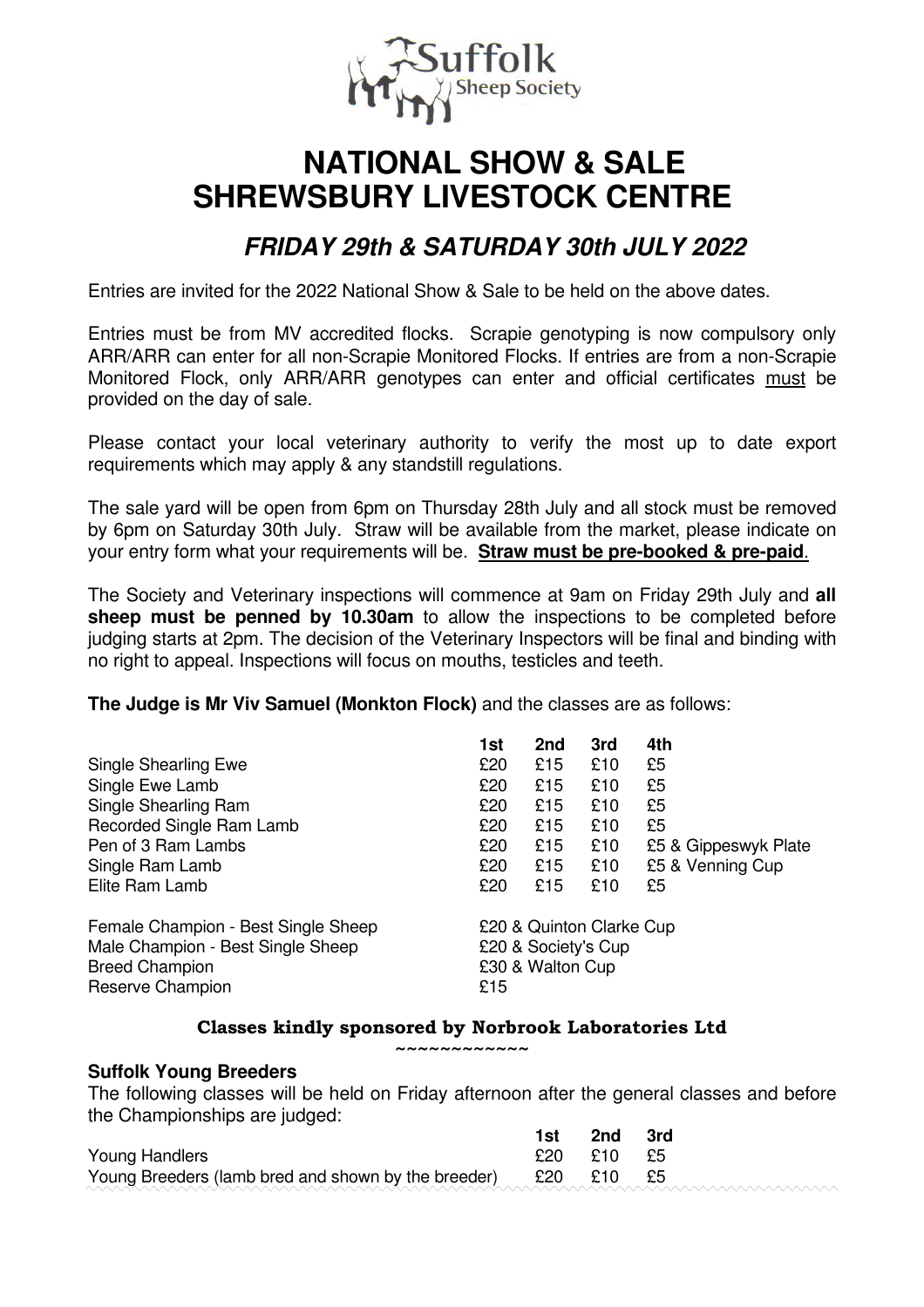Suffolk Sheep Society

# NATIONAL SHOW & SALE SHREWSBURY LIVESTOCK CENTRE

## *FRIDAY 29th & SATURDAY 30th JULY 2022*

Entries are invited for the 2022 National Show & Sale to be held on the above dates.

Entries must be from MV accredited flocks. Scrapie genotyping is now compulsory only ARR/ARR can enter for all non-Scrapie Monitored Flocks. If entries are from a non-Scrapie Monitored Flock, only ARR/ARR genotypes can enter and official certificates must be provided on the day of sale.

Please contact your local veterinary authority to verify the most up to date export requirements which may apply & any standstill regulations.

The sale yard will be open from 6pm on Thursday 28th July and all stock must be removed by 6pm on Saturday 30th July. Straw will be available from the market, please indicate on your entry form what your requirements will be. **Straw must be pre-booked & pre-paid**.

The Society and Veterinary inspections will commence at 9am on Friday 29th July and **all sheep must be penned by 10.30am** to allow the inspections to be completed before judging starts at 2pm. The decision of the Veterinary Inspectors will be final and binding with no right to appeal. Inspections will focus on mouths, testicles and teeth.

**The Judge is Mr Viv Samuel (Monkton Flock)** and the classes are as follows:

| | 1st | 2nd | 3rd | 4th |
|---|---|---|---|---|
| Single Shearling Ewe | £20 | £15 | £10 | £5 |
| Single Ewe Lamb | £20 | £15 | £10 | £5 |
| Single Shearling Ram | £20 | £15 | £10 | £5 |
| Recorded Single Ram Lamb | £20 | £15 | £10 | £5 |
| Pen of 3 Ram Lambs | £20 | £15 | £10 | £5 & Gippeswyk Plate |
| Single Ram Lamb | £20 | £15 | £10 | £5 & Venning Cup |
| Elite Ram Lamb | £20 | £15 | £10 | £5 |

| | |
|---|---|
| Female Champion - Best Single Sheep | £20 & Quinton Clarke Cup |
| Male Champion - Best Single Sheep | £20 & Society's Cup |
| Breed Champion | £30 & Walton Cup |
| Reserve Champion | £15 |

**Classes kindly sponsored by Norbrook Laboratories Ltd**

~~~~~~~~~~~~~

**Suffolk Young Breeders**

The following classes will be held on Friday afternoon after the general classes and before the Championships are judged:

| | 1st | 2nd | 3rd |
|---|---|---|---|
| Young Handlers | £20 | £10 | £5 |
| Young Breeders (lamb bred and shown by the breeder) | £20 | £10 | £5 |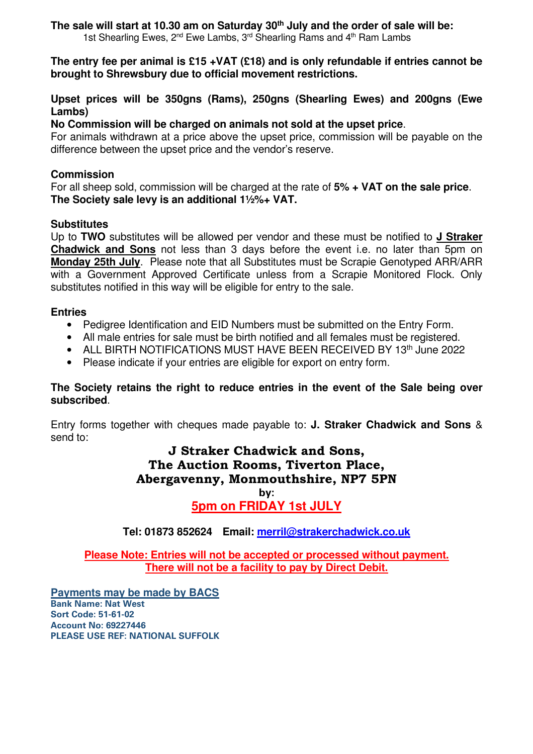**The sale will start at 10.30 am on Saturday 30th July and the order of sale will be:**
1st Shearling Ewes, 2nd Ewe Lambs, 3rd Shearling Rams and 4th Ram Lambs

**The entry fee per animal is £15 +VAT (£18) and is only refundable if entries cannot be brought to Shrewsbury due to official movement restrictions.**

**Upset prices will be 350gns (Rams), 250gns (Shearling Ewes) and 200gns (Ewe Lambs)**

**No Commission will be charged on animals not sold at the upset price**.
For animals withdrawn at a price above the upset price, commission will be payable on the difference between the upset price and the vendor's reserve.

**Commission**
For all sheep sold, commission will be charged at the rate of **5% + VAT on the sale price**.
**The Society sale levy is an additional 1½%+ VAT.**

**Substitutes**
Up to **TWO** substitutes will be allowed per vendor and these must be notified to **J Straker Chadwick and Sons** not less than 3 days before the event i.e. no later than 5pm on **Monday 25th July**. Please note that all Substitutes must be Scrapie Genotyped ARR/ARR with a Government Approved Certificate unless from a Scrapie Monitored Flock. Only substitutes notified in this way will be eligible for entry to the sale.

**Entries**
- Pedigree Identification and EID Numbers must be submitted on the Entry Form.
- All male entries for sale must be birth notified and all females must be registered.
- ALL BIRTH NOTIFICATIONS MUST HAVE BEEN RECEIVED BY 13th June 2022
- Please indicate if your entries are eligible for export on entry form.

**The Society retains the right to reduce entries in the event of the Sale being over subscribed**.

Entry forms together with cheques made payable to: **J. Straker Chadwick and Sons** & send to:

**J Straker Chadwick and Sons,**
**The Auction Rooms, Tiverton Place,**
**Abergavenny, Monmouthshire, NP7 5PN**
**by:**
**5pm on FRIDAY 1st JULY**

**Tel: 01873 852624 Email: merril@strakerchadwick.co.uk**

**Please Note: Entries will not be accepted or processed without payment.**
**There will not be a facility to pay by Direct Debit.**

**Payments may be made by BACS**
**Bank Name: Nat West**
**Sort Code: 51-61-02**
**Account No: 69227446**
**PLEASE USE REF: NATIONAL SUFFOLK**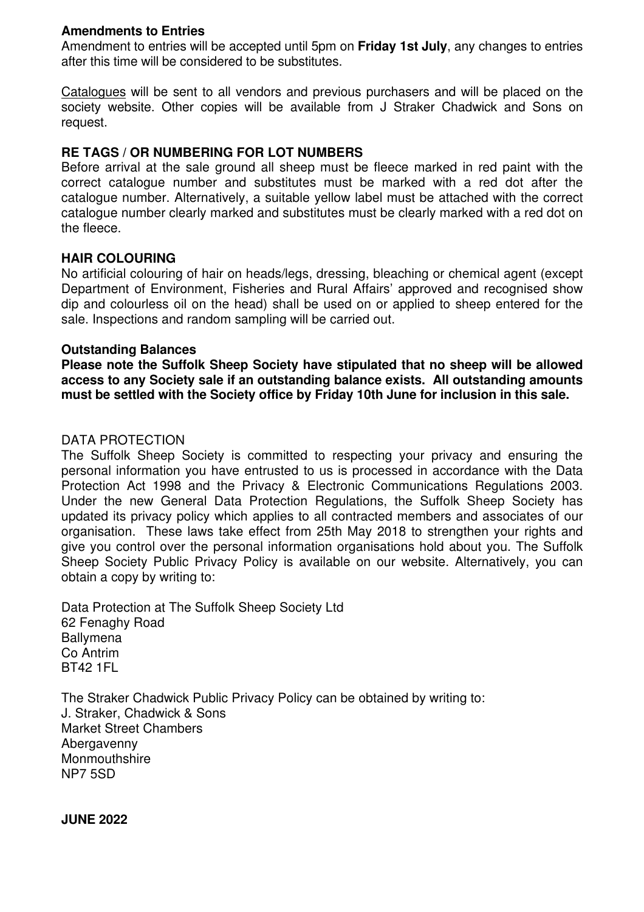**Amendments to Entries**

Amendment to entries will be accepted until 5pm on **Friday 1st July**, any changes to entries after this time will be considered to be substitutes.

Catalogues will be sent to all vendors and previous purchasers and will be placed on the society website. Other copies will be available from J Straker Chadwick and Sons on request.

**RE TAGS / OR NUMBERING FOR LOT NUMBERS**

Before arrival at the sale ground all sheep must be fleece marked in red paint with the correct catalogue number and substitutes must be marked with a red dot after the catalogue number. Alternatively, a suitable yellow label must be attached with the correct catalogue number clearly marked and substitutes must be clearly marked with a red dot on the fleece.

**HAIR COLOURING**

No artificial colouring of hair on heads/legs, dressing, bleaching or chemical agent (except Department of Environment, Fisheries and Rural Affairs' approved and recognised show dip and colourless oil on the head) shall be used on or applied to sheep entered for the sale. Inspections and random sampling will be carried out.

**Outstanding Balances**

**Please note the Suffolk Sheep Society have stipulated that no sheep will be allowed access to any Society sale if an outstanding balance exists. All outstanding amounts must be settled with the Society office by Friday 10th June for inclusion in this sale.**

DATA PROTECTION

The Suffolk Sheep Society is committed to respecting your privacy and ensuring the personal information you have entrusted to us is processed in accordance with the Data Protection Act 1998 and the Privacy & Electronic Communications Regulations 2003. Under the new General Data Protection Regulations, the Suffolk Sheep Society has updated its privacy policy which applies to all contracted members and associates of our organisation. These laws take effect from 25th May 2018 to strengthen your rights and give you control over the personal information organisations hold about you. The Suffolk Sheep Society Public Privacy Policy is available on our website. Alternatively, you can obtain a copy by writing to:

Data Protection at The Suffolk Sheep Society Ltd
62 Fenaghy Road
Ballymena
Co Antrim
BT42 1FL

The Straker Chadwick Public Privacy Policy can be obtained by writing to:
J. Straker, Chadwick & Sons
Market Street Chambers
Abergavenny
Monmouthshire
NP7 5SD

**JUNE 2022**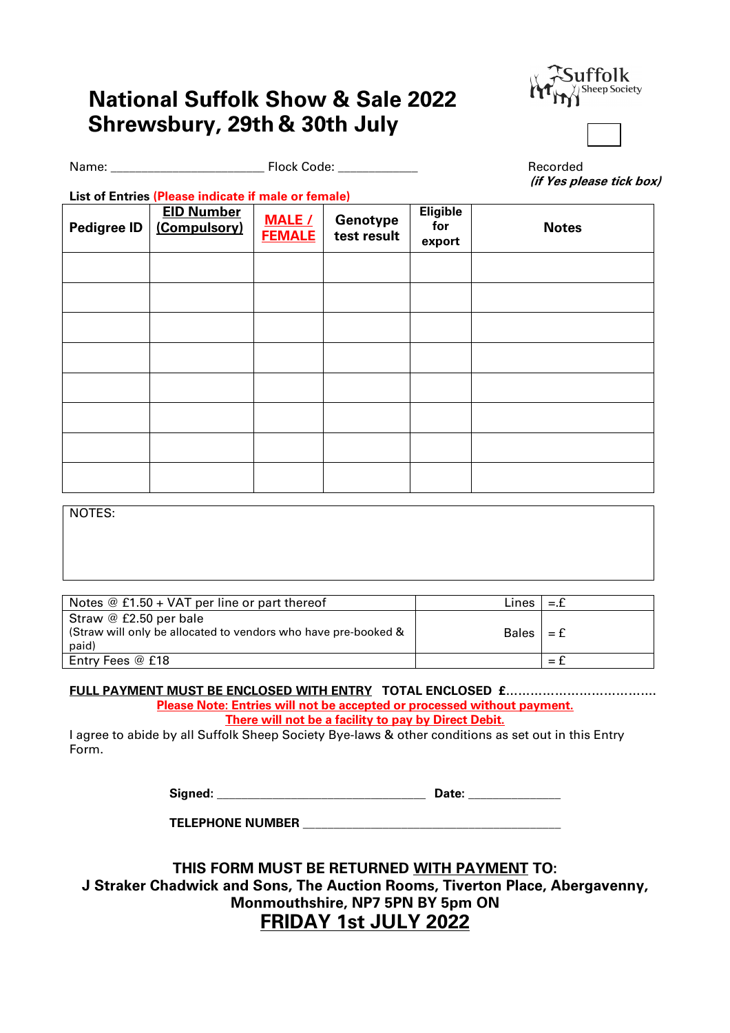# National Suffolk Show & Sale 2022
# Shrewsbury, 29th & 30th July

Suffolk Sheep Society

Name: ______________________ Flock Code: ___________

Recorded
*(if Yes please tick box)*

**List of Entries (Please indicate if male or female)**

| Pedigree ID | EID Number (Compulsory) | MALE / FEMALE | Genotype test result | Eligible for export | Notes |
|---|---|---|---|---|---|
| | | | | | |
| | | | | | |
| | | | | | |
| | | | | | |
| | | | | | |
| | | | | | |
| | | | | | |
| | | | | | |

NOTES:

| | | |
|---|---|---|
| Notes @ £1.50 + VAT per line or part thereof | Lines | =.£ |
| Straw @ £2.50 per bale (Straw will only be allocated to vendors who have pre-booked & paid) | Bales | = £ |
| Entry Fees @ £18 | | = £ |

**FULL PAYMENT MUST BE ENCLOSED WITH ENTRY TOTAL ENCLOSED £………………………………**

**Please Note: Entries will not be accepted or processed without payment.**

**There will not be a facility to pay by Direct Debit.**

I agree to abide by all Suffolk Sheep Society Bye-laws & other conditions as set out in this Entry Form.

**Signed:** ______________________________ **Date:** _____________

**TELEPHONE NUMBER** ____________________________________

**THIS FORM MUST BE RETURNED WITH PAYMENT TO:**
**J Straker Chadwick and Sons, The Auction Rooms, Tiverton Place, Abergavenny, Monmouthshire, NP7 5PN BY 5pm ON**
**FRIDAY 1st JULY 2022**